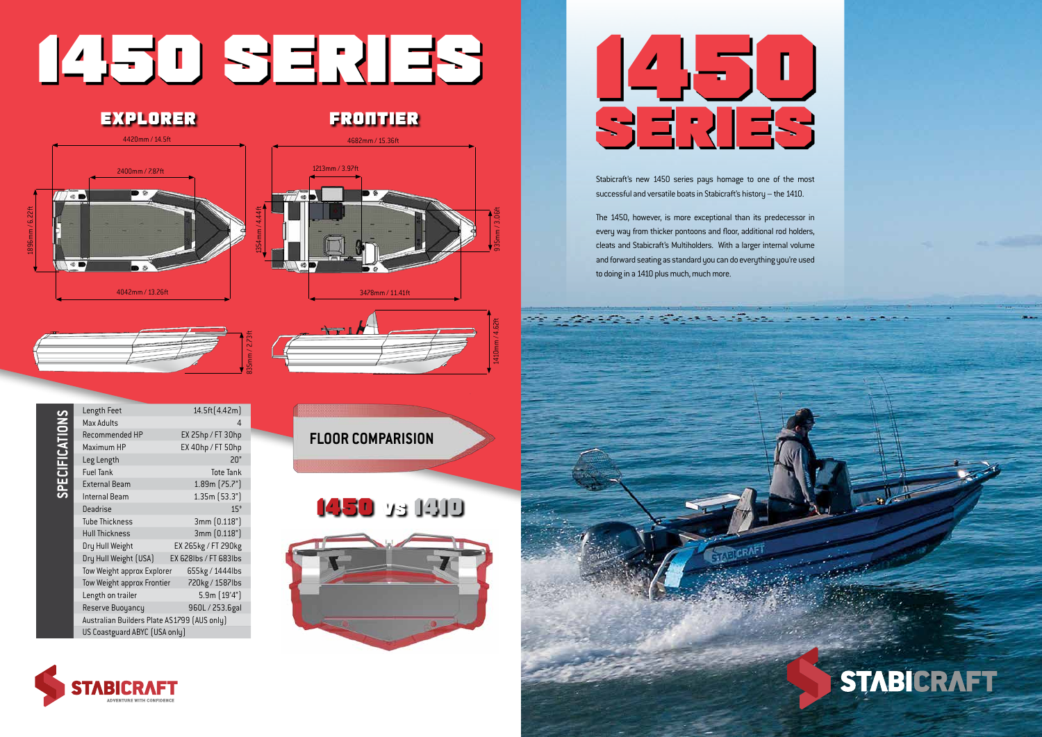# 1450 SERIES

## EXPLORER

4420mm / 14.5ft

2400mm / 7.87ft

1896mm / 6.22ft

4042mm / 13.26ft

835mm / 2.73ft

## FRONTIER

4682mm / 15.36ft

1213mm / 3.97ft

1354mm / 4.44ft

935mm / 3.06ft

3478mm / 11.41ft

1410mm / 4.62ft

## SPECIFICATIONS

| Specification | Value |
|---|---|
| Length Feet | 14.5ft (4.42m) |
| Max Adults | 4 |
| Recommended HP | EX 25hp / FT 30hp |
| Maximum HP | EX 40hp / FT 50hp |
| Leg Length | 20" |
| Fuel Tank | Tote Tank |
| External Beam | 1.89m (75.7") |
| Internal Beam | 1.35m (53.3") |
| Deadrise | 15° |
| Tube Thickness | 3mm (0.118") |
| Hull Thickness | 3mm (0.118") |
| Dry Hull Weight | EX 265kg / FT 290kg |
| Dry Hull Weight (USA) | EX 628lbs / FT 683lbs |
| Tow Weight approx Explorer | 655kg / 1444lbs |
| Tow Weight approx Frontier | 720kg / 1587lbs |
| Length on trailer | 5.9m (19'4") |
| Reserve Buoyancy | 960L / 253.6gal |
| Australian Builders Plate AS1799 (AUS only) | |
| US Coastguard ABYC (USA only) | |

## FLOOR COMPARISION

## 1450 vs 1410

STABICRAFT
ADVENTURE WITH CONFIDENCE

# 1450 SERIES

Stabicraft's new 1450 series pays homage to one of the most successful and versatile boats in Stabicraft's history – the 1410.

The 1450, however, is more exceptional than its predecessor in every way from thicker pontoons and floor, additional rod holders, cleats and Stabicraft's Multiholders. With a larger internal volume and forward seating as standard you can do everything you're used to doing in a 1410 plus much, much more.

STABICRAFT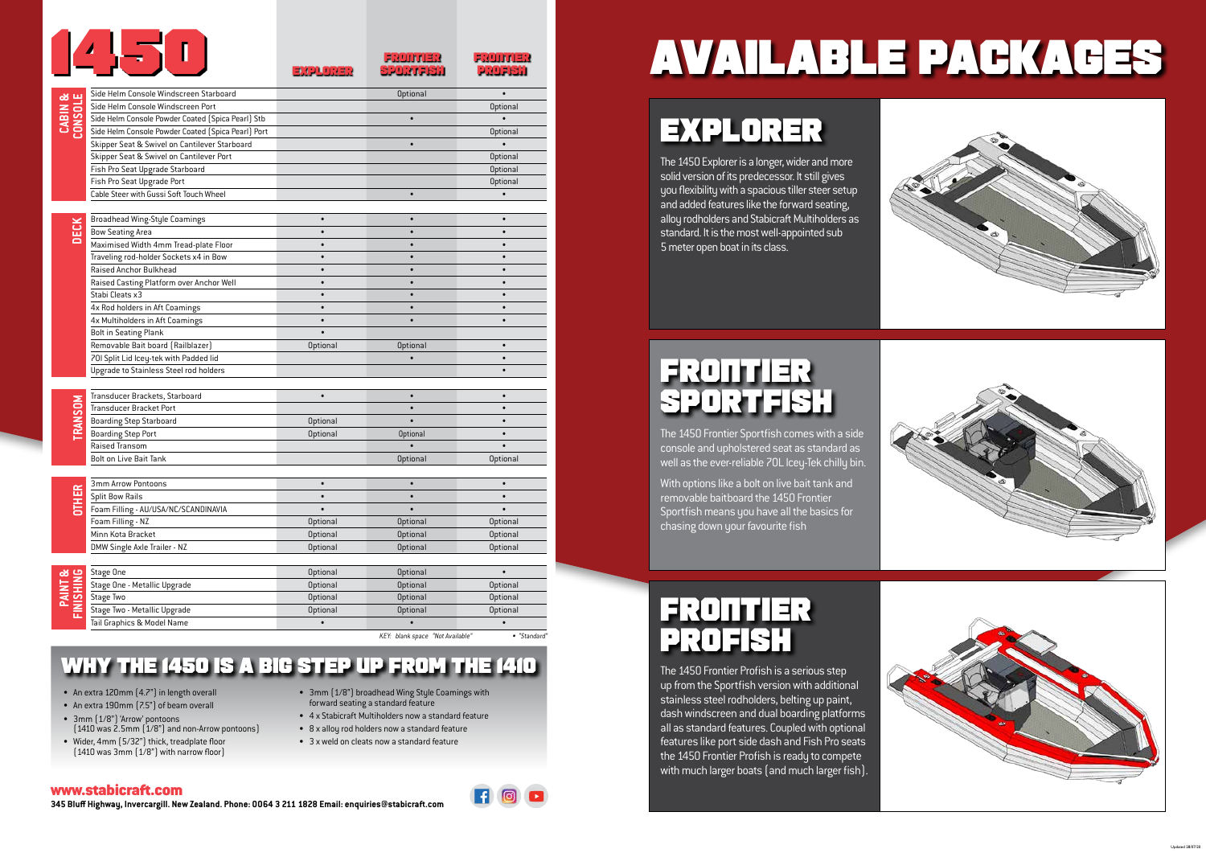# 1450

| Section | Feature | EXPLORER | FRONTIER SPORTFISH | FRONTIER PROFISH |
|---|---|---|---|---|
| CABIN & CONSOLE | Side Helm Console Windscreen Starboard | | Optional | • |
| | Side Helm Console Windscreen Port | | | Optional |
| | Side Helm Console Powder Coated (Spica Pearl) Stb | | • | • |
| | Side Helm Console Powder Coated (Spica Pearl) Port | | | Optional |
| | Skipper Seat & Swivel on Cantilever Starboard | | • | • |
| | Skipper Seat & Swivel on Cantilever Port | | | Optional |
| | Fish Pro Seat Upgrade Starboard | | | Optional |
| | Fish Pro Seat Upgrade Port | | | Optional |
| | Cable Steer with Gussi Soft Touch Wheel | | • | • |
| DECK | Broadhead Wing-Style Coamings | • | • | • |
| | Bow Seating Area | • | • | • |
| | Maximised Width 4mm Tread-plate Floor | • | • | • |
| | Traveling rod-holder Sockets x4 in Bow | • | • | • |
| | Raised Anchor Bulkhead | • | • | • |
| | Raised Casting Platform over Anchor Well | • | • | • |
| | Stabi Cleats x3 | • | • | • |
| | 4x Rod holders in Aft Coamings | • | • | • |
| | 4x Multiholders in Aft Coamings | • | • | • |
| | Bolt in Seating Plank | • | | |
| | Removable Bait board (Railblazer) | Optional | Optional | • |
| | 70l Split Lid Icey-tek with Padded lid | | • | • |
| | Upgrade to Stainless Steel rod holders | | | • |
| TRANSOM | Transducer Brackets, Starboard | • | • | • |
| | Transducer Bracket Port | | • | • |
| | Boarding Step Starboard | Optional | • | • |
| | Boarding Step Port | Optional | Optional | • |
| | Raised Transom | | • | • |
| | Bolt on Live Bait Tank | | Optional | Optional |
| OTHER | 3mm Arrow Pontoons | • | • | • |
| | Split Bow Rails | • | • | • |
| | Foam Filling - AU/USA/NC/SCANDINAVIA | • | • | • |
| | Foam Filling - NZ | Optional | Optional | Optional |
| | Minn Kota Bracket | Optional | Optional | Optional |
| | DMW Single Axle Trailer - NZ | Optional | Optional | Optional |
| PAINT & FINISHING | Stage One | Optional | Optional | • |
| | Stage One - Metallic Upgrade | Optional | Optional | Optional |
| | Stage Two | Optional | Optional | Optional |
| | Stage Two - Metallic Upgrade | Optional | Optional | Optional |
| | Tail Graphics & Model Name | • | • | • |

*KEY: blank space "Not Available" • "Standard"*

## WHY THE 1450 IS A BIG STEP UP FROM THE 1410

- An extra 120mm (4.7") in length overall
- An extra 190mm (7.5") of beam overall
- 3mm (1/8") 'Arrow' pontoons (1410 was 2.5mm (1/8") and non-Arrow pontoons)
- Wider, 4mm (5/32") thick, treadplate floor (1410 was 3mm (1/8") with narrow floor)
- 3mm (1/8") broadhead Wing Style Coamings with forward seating a standard feature
- 4 x Stabicraft Multiholders now a standard feature
- 8 x alloy rod holders now a standard feature
- 3 x weld on cleats now a standard feature

**www.stabicraft.com**

**345 Bluff Highway, Invercargill. New Zealand. Phone: 0064 3 211 1828 Email: enquiries@stabicraft.com**

# AVAILABLE PACKAGES

## EXPLORER

The 1450 Explorer is a longer, wider and more solid version of its predecessor. It still gives you flexibility with a spacious tiller steer setup and added features like the forward seating, alloy rodholders and Stabicraft Multiholders as standard. It is the most well-appointed sub 5 meter open boat in its class.

## FRONTIER SPORTFISH

The 1450 Frontier Sportfish comes with a side console and upholstered seat as standard as well as the ever-reliable 70L Icey-Tek chilly bin.

With options like a bolt on live bait tank and removable baitboard the 1450 Frontier Sportfish means you have all the basics for chasing down your favourite fish

## FRONTIER PROFISH

The 1450 Frontier Profish is a serious step up from the Sportfish version with additional stainless steel rodholders, belting up paint, dash windscreen and dual boarding platforms all as standard features. Coupled with optional features like port side dash and Fish Pro seats the 1450 Frontier Profish is ready to compete with much larger boats (and much larger fish).